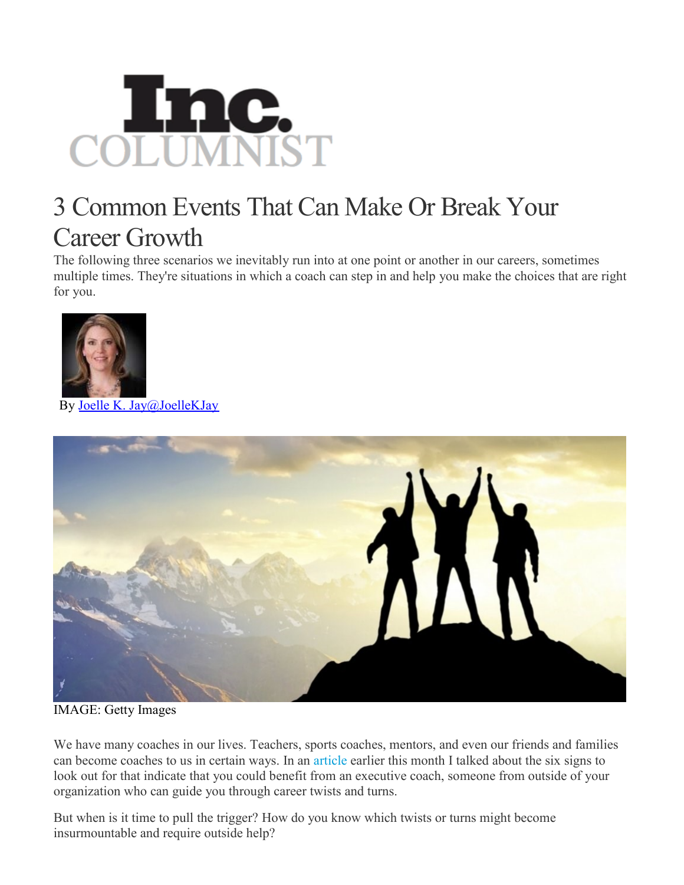Inc. COLUMNIST

# 3 Common Events That Can Make Or Break Your Career Growth

The following three scenarios we inevitably run into at one point or another in our careers, sometimes multiple times. They're situations in which a coach can step in and help you make the choices that are right for you.

By Joelle K. Jay@JoelleKJay

IMAGE: Getty Images

We have many coaches in our lives. Teachers, sports coaches, mentors, and even our friends and families can become coaches to us in certain ways. In an article earlier this month I talked about the six signs to look out for that indicate that you could benefit from an executive coach, someone from outside of your organization who can guide you through career twists and turns.

But when is it time to pull the trigger? How do you know which twists or turns might become insurmountable and require outside help?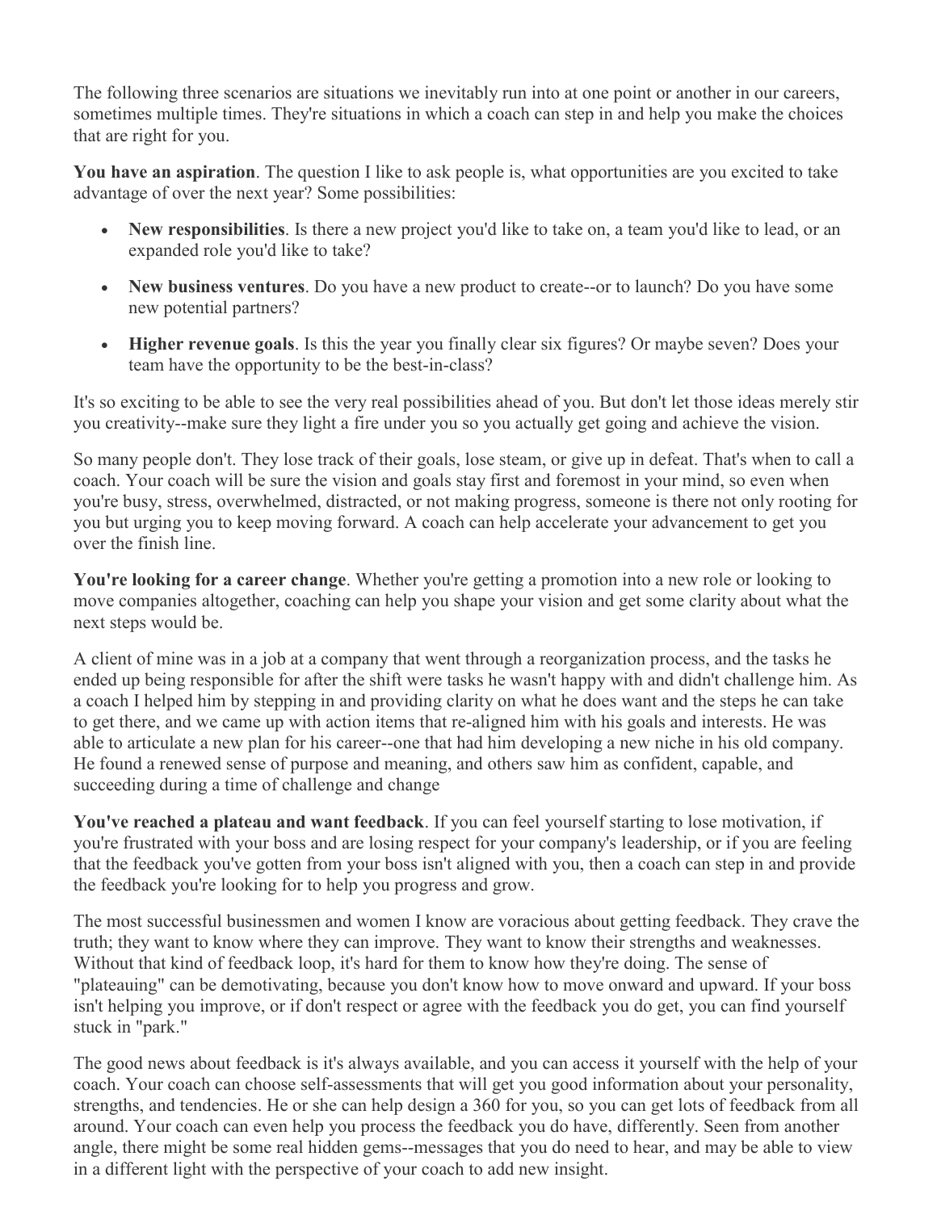The following three scenarios are situations we inevitably run into at one point or another in our careers, sometimes multiple times. They're situations in which a coach can step in and help you make the choices that are right for you.

**You have an aspiration**. The question I like to ask people is, what opportunities are you excited to take advantage of over the next year? Some possibilities:

- **New responsibilities**. Is there a new project you'd like to take on, a team you'd like to lead, or an expanded role you'd like to take?
- **New business ventures**. Do you have a new product to create--or to launch? Do you have some new potential partners?
- **Higher revenue goals**. Is this the year you finally clear six figures? Or maybe seven? Does your team have the opportunity to be the best-in-class?

It's so exciting to be able to see the very real possibilities ahead of you. But don't let those ideas merely stir you creativity--make sure they light a fire under you so you actually get going and achieve the vision.

So many people don't. They lose track of their goals, lose steam, or give up in defeat. That's when to call a coach. Your coach will be sure the vision and goals stay first and foremost in your mind, so even when you're busy, stress, overwhelmed, distracted, or not making progress, someone is there not only rooting for you but urging you to keep moving forward. A coach can help accelerate your advancement to get you over the finish line.

**You're looking for a career change**. Whether you're getting a promotion into a new role or looking to move companies altogether, coaching can help you shape your vision and get some clarity about what the next steps would be.

A client of mine was in a job at a company that went through a reorganization process, and the tasks he ended up being responsible for after the shift were tasks he wasn't happy with and didn't challenge him. As a coach I helped him by stepping in and providing clarity on what he does want and the steps he can take to get there, and we came up with action items that re-aligned him with his goals and interests. He was able to articulate a new plan for his career--one that had him developing a new niche in his old company. He found a renewed sense of purpose and meaning, and others saw him as confident, capable, and succeeding during a time of challenge and change

**You've reached a plateau and want feedback**. If you can feel yourself starting to lose motivation, if you're frustrated with your boss and are losing respect for your company's leadership, or if you are feeling that the feedback you've gotten from your boss isn't aligned with you, then a coach can step in and provide the feedback you're looking for to help you progress and grow.

The most successful businessmen and women I know are voracious about getting feedback. They crave the truth; they want to know where they can improve. They want to know their strengths and weaknesses. Without that kind of feedback loop, it's hard for them to know how they're doing. The sense of "plateauing" can be demotivating, because you don't know how to move onward and upward. If your boss isn't helping you improve, or if don't respect or agree with the feedback you do get, you can find yourself stuck in "park."

The good news about feedback is it's always available, and you can access it yourself with the help of your coach. Your coach can choose self-assessments that will get you good information about your personality, strengths, and tendencies. He or she can help design a 360 for you, so you can get lots of feedback from all around. Your coach can even help you process the feedback you do have, differently. Seen from another angle, there might be some real hidden gems--messages that you do need to hear, and may be able to view in a different light with the perspective of your coach to add new insight.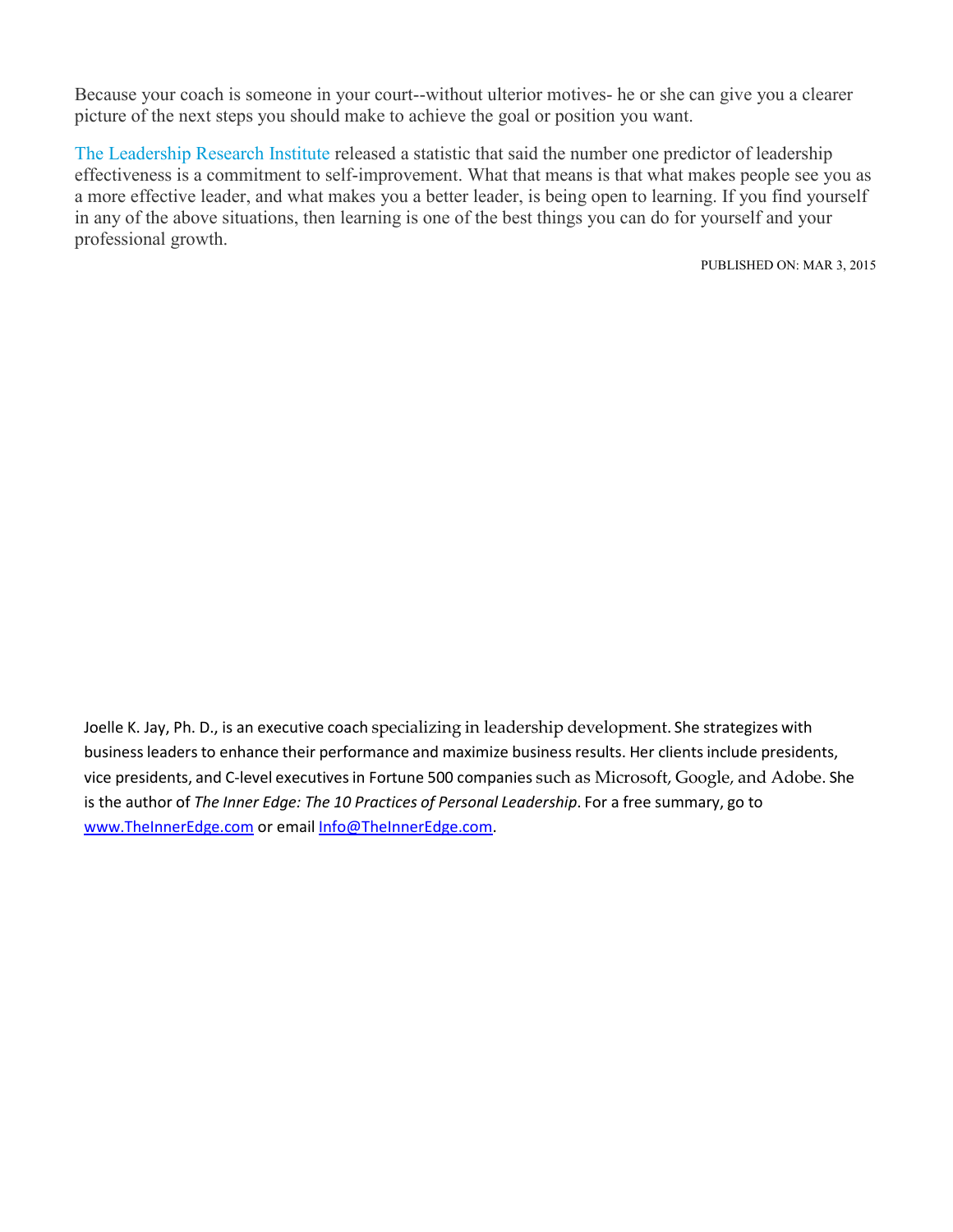Because your coach is someone in your court--without ulterior motives- he or she can give you a clearer picture of the next steps you should make to achieve the goal or position you want.

The Leadership Research Institute released a statistic that said the number one predictor of leadership effectiveness is a commitment to self-improvement. What that means is that what makes people see you as a more effective leader, and what makes you a better leader, is being open to learning. If you find yourself in any of the above situations, then learning is one of the best things you can do for yourself and your professional growth.

PUBLISHED ON: MAR 3, 2015

Joelle K. Jay, Ph. D., is an executive coach specializing in leadership development. She strategizes with business leaders to enhance their performance and maximize business results. Her clients include presidents, vice presidents, and C-level executives in Fortune 500 companies such as Microsoft, Google, and Adobe. She is the author of *The Inner Edge: The 10 Practices of Personal Leadership*. For a free summary, go to [www.TheInnerEdge.com](http://www.TheInnerEdge.com) or email [Info@TheInnerEdge.com](mailto:Info@TheInnerEdge.com).